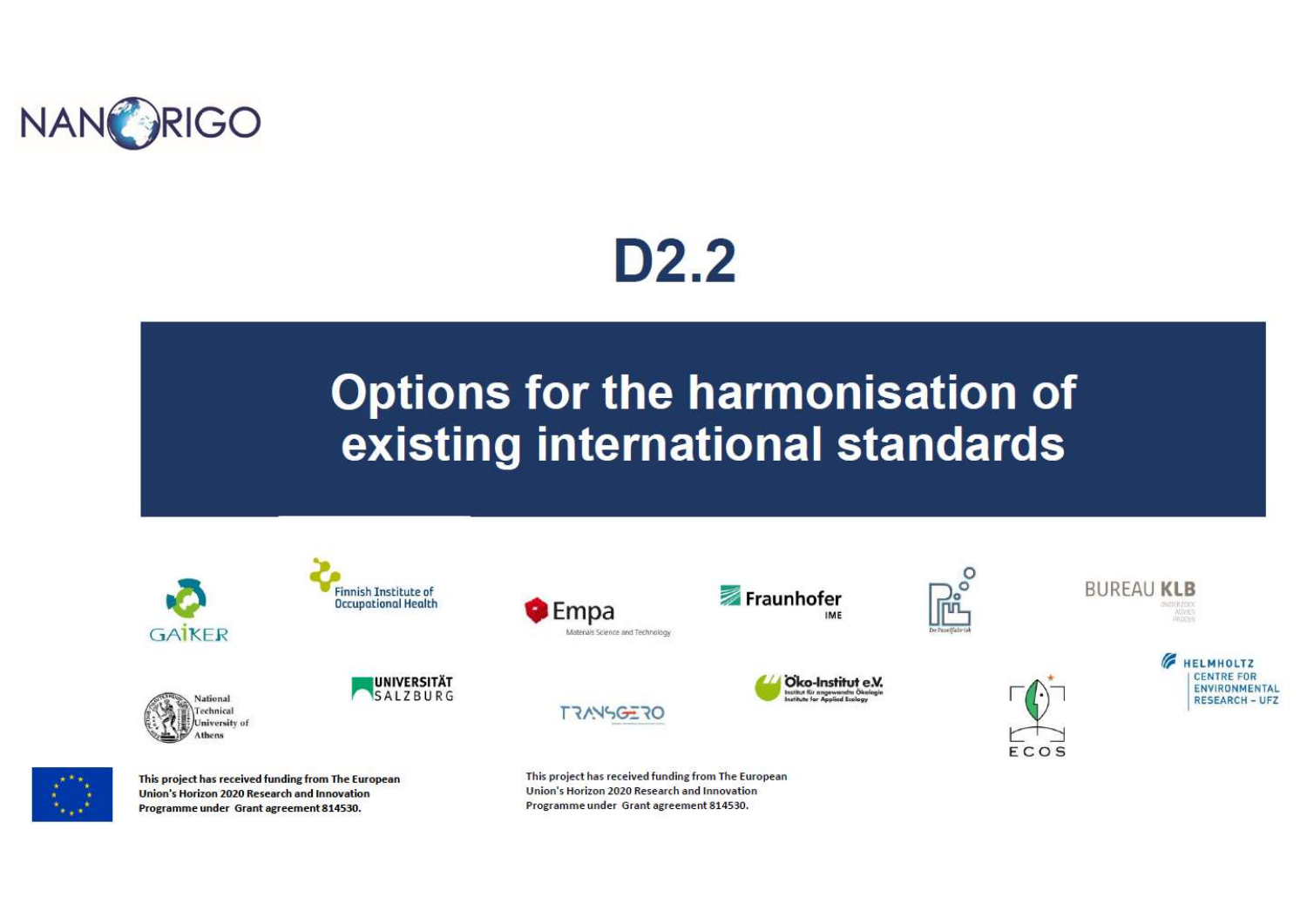NANORIGO

# D2.2

## Options for the harmonisation of existing international standards

This project has received funding from The European Union's Horizon 2020 Research and Innovation Programme under Grant agreement 814530.

This project has received funding from The European Union's Horizon 2020 Research and Innovation Programme under Grant agreement 814530.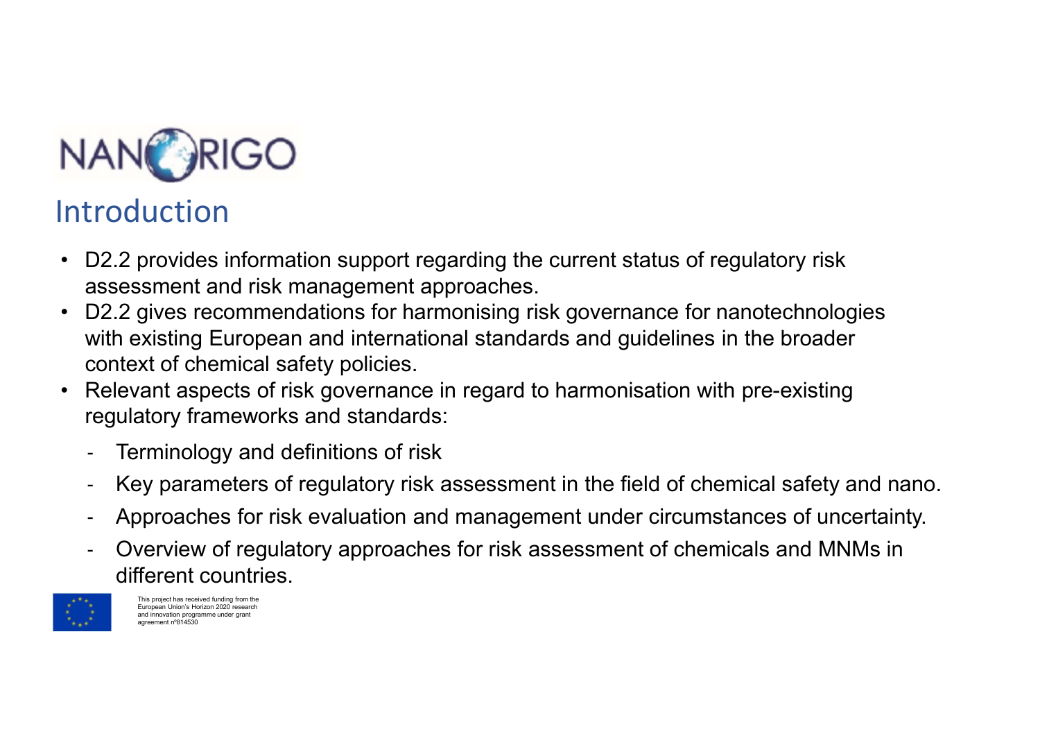## Introduction

- D2.2 provides information support regarding the current status of regulatory risk assessment and risk management approaches.
- D2.2 gives recommendations for harmonising risk governance for nanotechnologies with existing European and international standards and guidelines in the broader context of chemical safety policies.
- Relevant aspects of risk governance in regard to harmonisation with pre-existing regulatory frameworks and standards:
  - Terminology and definitions of risk
  - Key parameters of regulatory risk assessment in the field of chemical safety and nano.
  - Approaches for risk evaluation and management under circumstances of uncertainty.
  - Overview of regulatory approaches for risk assessment of chemicals and MNMs in different countries.

This project has received funding from the European Union's Horizon 2020 research and innovation programme under grant agreement nº814530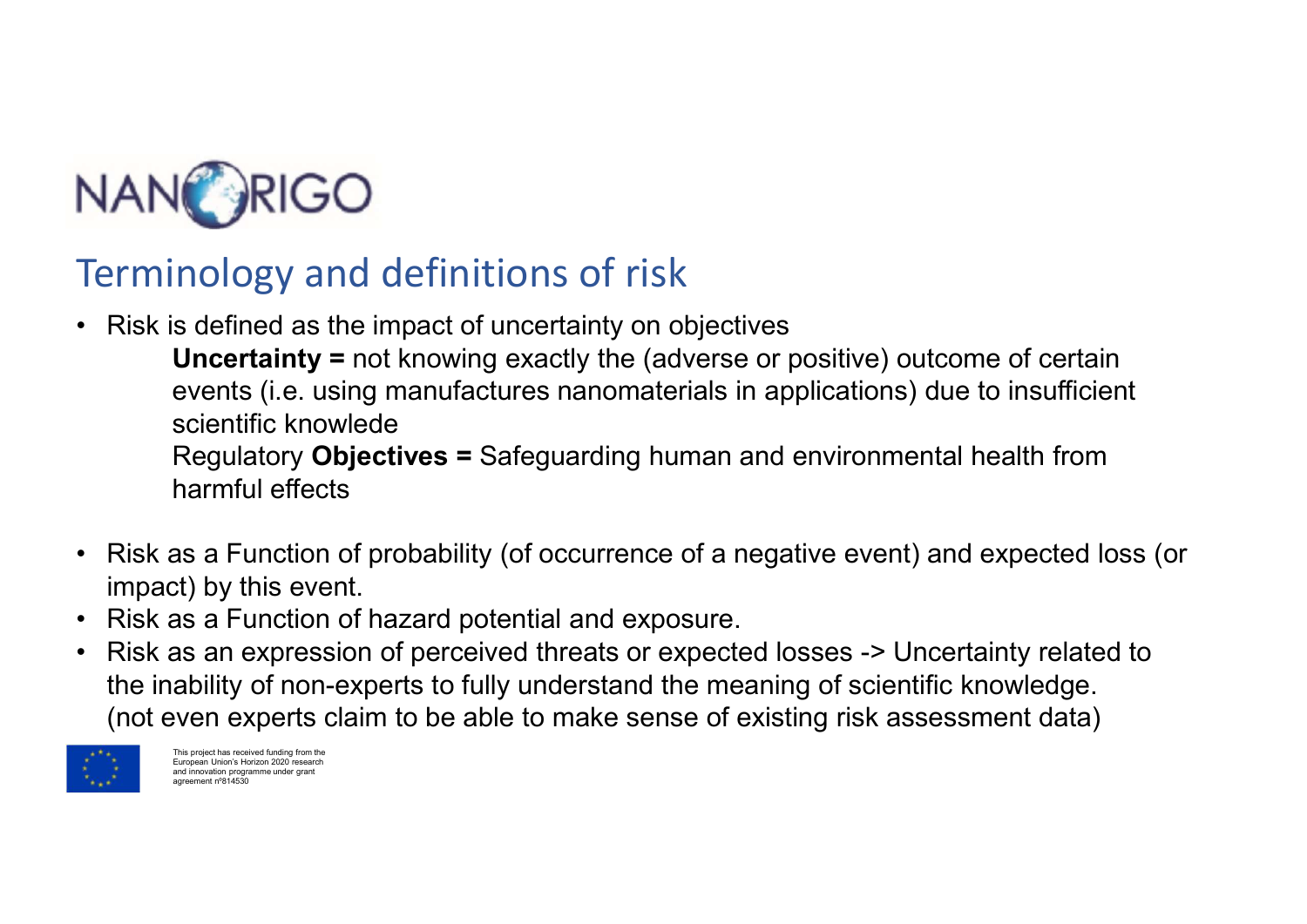NANORIGO

## Terminology and definitions of risk

- Risk is defined as the impact of uncertainty on objectives

  **Uncertainty =** not knowing exactly the (adverse or positive) outcome of certain events (i.e. using manufactures nanomaterials in applications) due to insufficient scientific knowlede

  Regulatory **Objectives =** Safeguarding human and environmental health from harmful effects

- Risk as a Function of probability (of occurrence of a negative event) and expected loss (or impact) by this event.
- Risk as a Function of hazard potential and exposure.
- Risk as an expression of perceived threats or expected losses -> Uncertainty related to the inability of non-experts to fully understand the meaning of scientific knowledge. (not even experts claim to be able to make sense of existing risk assessment data)

This project has received funding from the European Union's Horizon 2020 research and innovation programme under grant agreement nº814530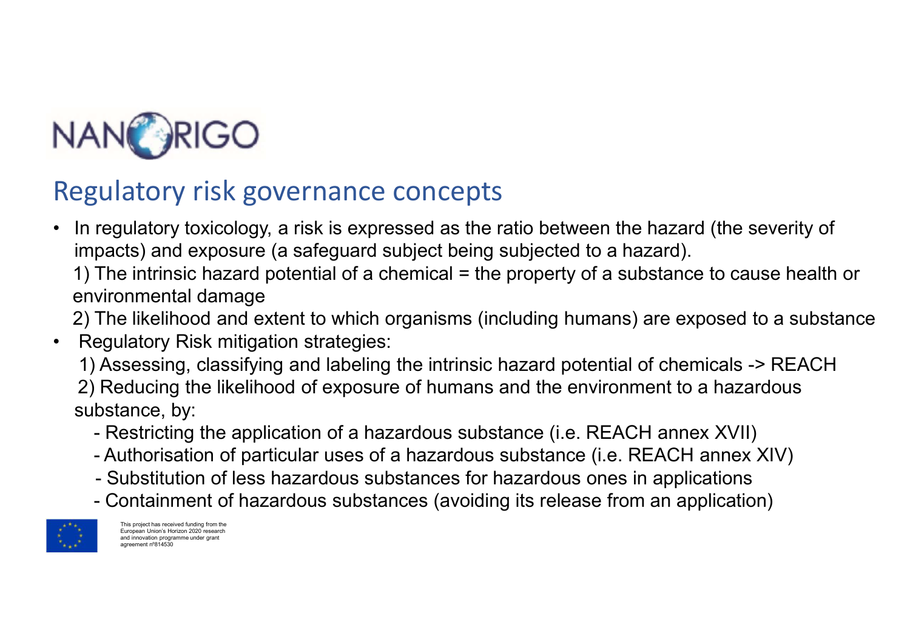NANORIGO

## Regulatory risk governance concepts

- In regulatory toxicology, a risk is expressed as the ratio between the hazard (the severity of impacts) and exposure (a safeguard subject being subjected to a hazard).
  1) The intrinsic hazard potential of a chemical = the property of a substance to cause health or environmental damage
  2) The likelihood and extent to which organisms (including humans) are exposed to a substance
- Regulatory Risk mitigation strategies:
  1) Assessing, classifying and labeling the intrinsic hazard potential of chemicals -> REACH
  2) Reducing the likelihood of exposure of humans and the environment to a hazardous substance, by:
     - Restricting the application of a hazardous substance (i.e. REACH annex XVII)
     - Authorisation of particular uses of a hazardous substance (i.e. REACH annex XIV)
     - Substitution of less hazardous substances for hazardous ones in applications
     - Containment of hazardous substances (avoiding its release from an application)

This project has received funding from the European Union's Horizon 2020 research and innovation programme under grant agreement n°814530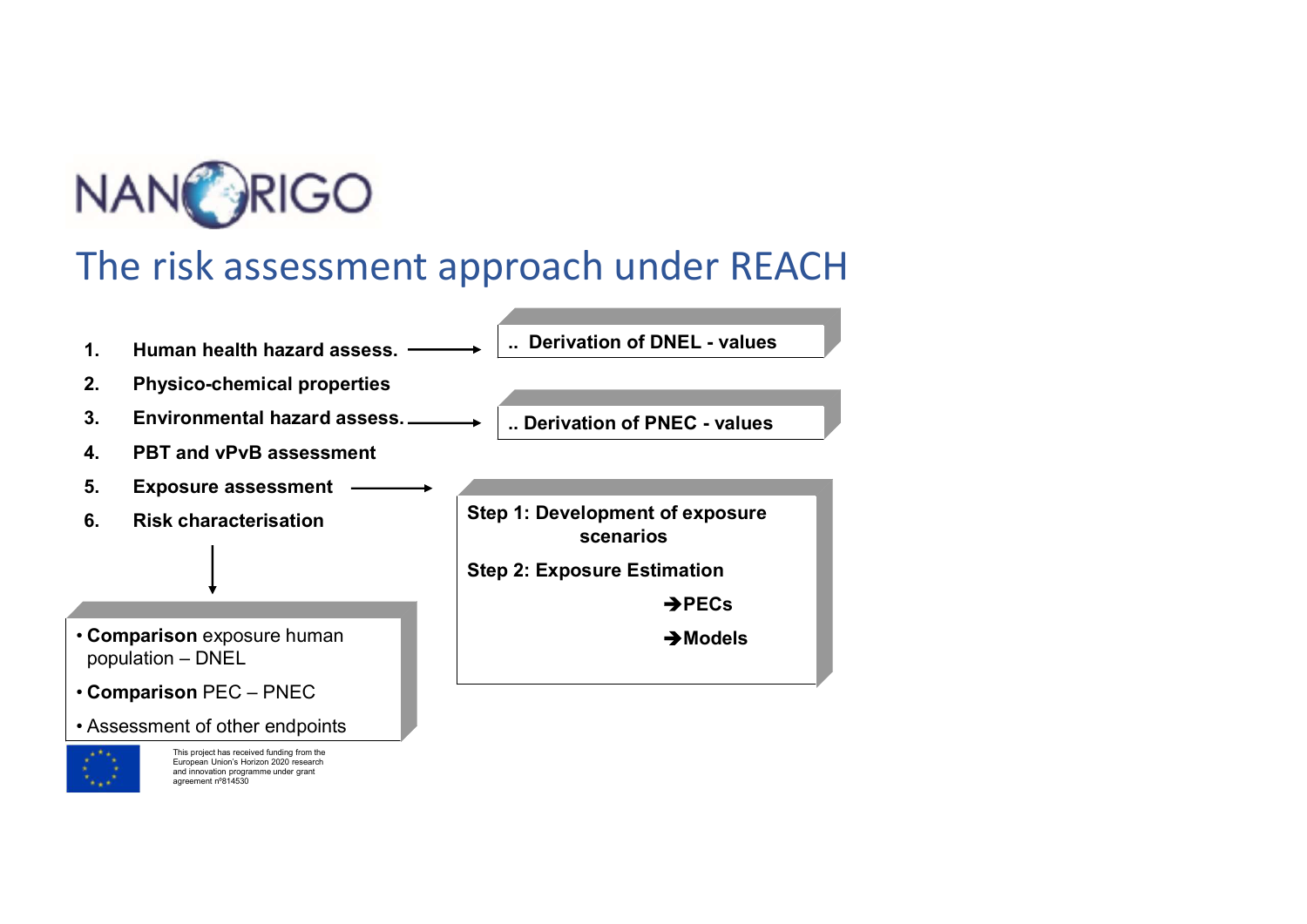# The risk assessment approach under REACH

1. **Human health hazard assess.** → **.. Derivation of DNEL - values**
2. **Physico-chemical properties**
3. **Environmental hazard assess.** → **.. Derivation of PNEC - values**
4. **PBT and vPvB assessment**
5. **Exposure assessment** →
   - **Step 1: Development of exposure scenarios**
   - **Step 2: Exposure Estimation**
     - **➔PECs**
     - **➔Models**
6. **Risk characterisation**

↓

- **Comparison** exposure human population – DNEL
- **Comparison** PEC – PNEC
- Assessment of other endpoints

This project has received funding from the European Union's Horizon 2020 research and innovation programme under grant agreement nº814530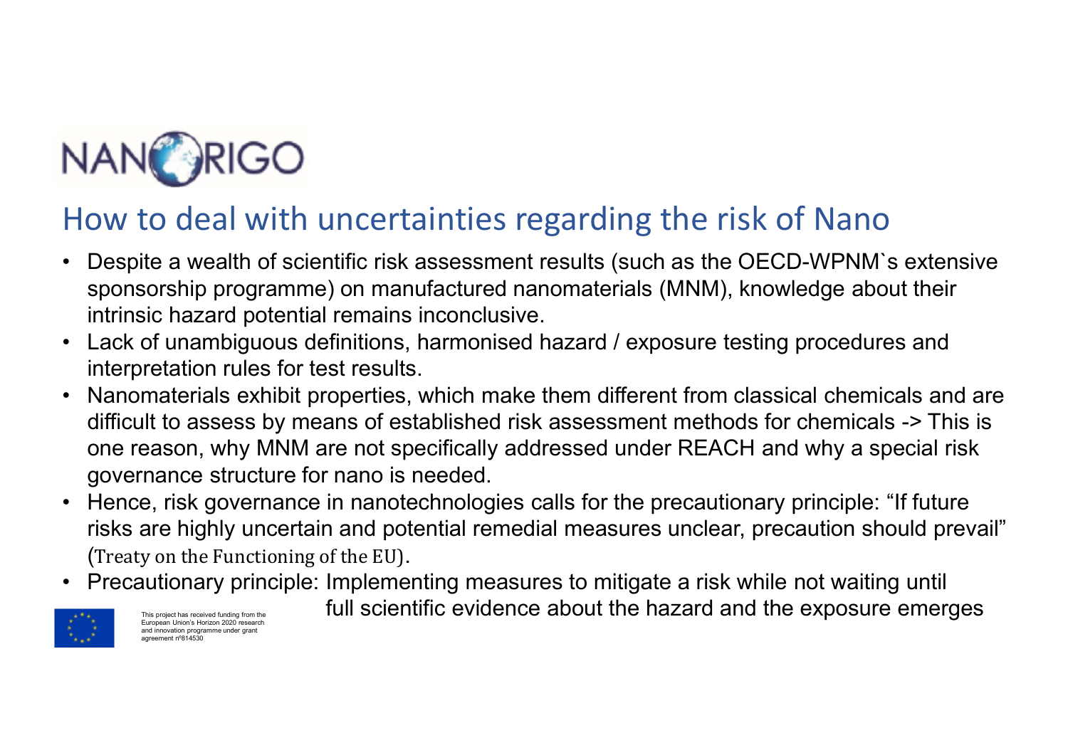NANORIGO

## How to deal with uncertainties regarding the risk of Nano

- Despite a wealth of scientific risk assessment results (such as the OECD-WPNM`s extensive sponsorship programme) on manufactured nanomaterials (MNM), knowledge about their intrinsic hazard potential remains inconclusive.
- Lack of unambiguous definitions, harmonised hazard / exposure testing procedures and interpretation rules for test results.
- Nanomaterials exhibit properties, which make them different from classical chemicals and are difficult to assess by means of established risk assessment methods for chemicals -> This is one reason, why MNM are not specifically addressed under REACH and why a special risk governance structure for nano is needed.
- Hence, risk governance in nanotechnologies calls for the precautionary principle: "If future risks are highly uncertain and potential remedial measures unclear, precaution should prevail" (Treaty on the Functioning of the EU).
- Precautionary principle: Implementing measures to mitigate a risk while not waiting until full scientific evidence about the hazard and the exposure emerges

This project has received funding from the European Union's Horizon 2020 research and innovation programme under grant agreement nº814530